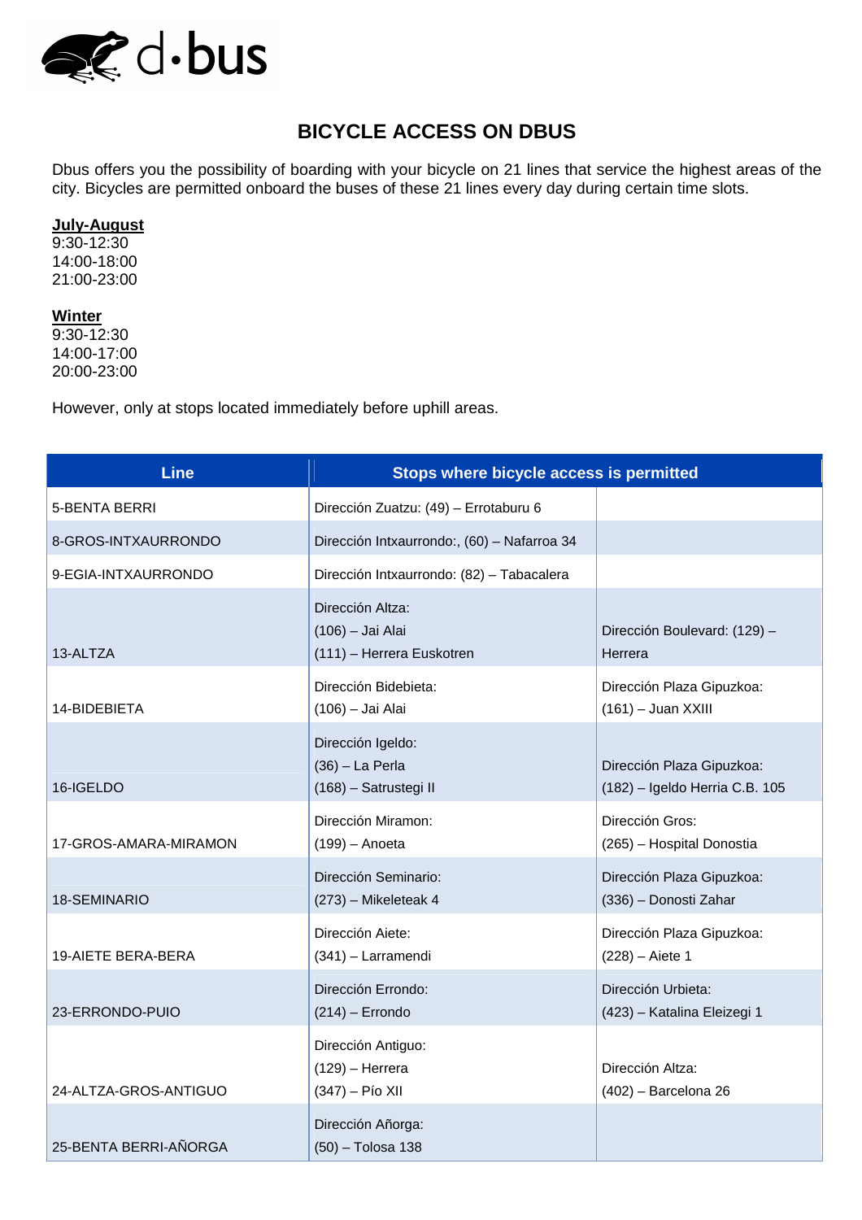d·bus

# BICYCLE ACCESS ON DBUS

Dbus offers you the possibility of boarding with your bicycle on 21 lines that service the highest areas of the city. Bicycles are permitted onboard the buses of these 21 lines every day during certain time slots.

**July-August**
9:30-12:30
14:00-18:00
21:00-23:00

**Winter**
9:30-12:30
14:00-17:00
20:00-23:00

However, only at stops located immediately before uphill areas.

| Line | Stops where bicycle access is permitted | |
|---|---|---|
| 5-BENTA BERRI | Dirección Zuatzu: (49) – Errotaburu 6 | |
| 8-GROS-INTXAURRONDO | Dirección Intxaurrondo:, (60) – Nafarroa 34 | |
| 9-EGIA-INTXAURRONDO | Dirección Intxaurrondo: (82) – Tabacalera | |
| 13-ALTZA | Dirección Altza:<br>(106) – Jai Alai<br>(111) – Herrera Euskotren | Dirección Boulevard: (129) – Herrera |
| 14-BIDEBIETA | Dirección Bidebieta:<br>(106) – Jai Alai | Dirección Plaza Gipuzkoa:<br>(161) – Juan XXIII |
| 16-IGELDO | Dirección Igeldo:<br>(36) – La Perla<br>(168) – Satrustegi II | Dirección Plaza Gipuzkoa:<br>(182) – Igeldo Herria C.B. 105 |
| 17-GROS-AMARA-MIRAMON | Dirección Miramon:<br>(199) – Anoeta | Dirección Gros:<br>(265) – Hospital Donostia |
| 18-SEMINARIO | Dirección Seminario:<br>(273) – Mikeleteak 4 | Dirección Plaza Gipuzkoa:<br>(336) – Donosti Zahar |
| 19-AIETE BERA-BERA | Dirección Aiete:<br>(341) – Larramendi | Dirección Plaza Gipuzkoa:<br>(228) – Aiete 1 |
| 23-ERRONDO-PUIO | Dirección Errondo:<br>(214) – Errondo | Dirección Urbieta:<br>(423) – Katalina Eleizegi 1 |
| 24-ALTZA-GROS-ANTIGUO | Dirección Antiguo:<br>(129) – Herrera<br>(347) – Pío XII | Dirección Altza:<br>(402) – Barcelona 26 |
| 25-BENTA BERRI-AÑORGA | Dirección Añorga:<br>(50) – Tolosa 138 | |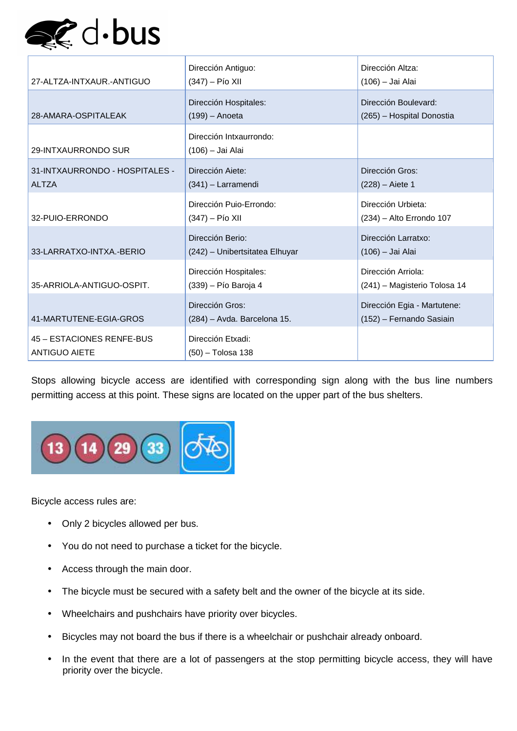| | | |
|---|---|---|
| 27-ALTZA-INTXAUR.-ANTIGUO | Dirección Antiguo: (347) – Pío XII | Dirección Altza: (106) – Jai Alai |
| 28-AMARA-OSPITALEAK | Dirección Hospitales: (199) – Anoeta | Dirección Boulevard: (265) – Hospital Donostia |
| 29-INTXAURRONDO SUR | Dirección Intxaurrondo: (106) – Jai Alai | |
| 31-INTXAURRONDO - HOSPITALES - ALTZA | Dirección Aiete: (341) – Larramendi | Dirección Gros: (228) – Aiete 1 |
| 32-PUIO-ERRONDO | Dirección Puio-Errondo: (347) – Pío XII | Dirección Urbieta: (234) – Alto Errondo 107 |
| 33-LARRATXO-INTXA.-BERIO | Dirección Berio: (242) – Unibertsitatea Elhuyar | Dirección Larratxo: (106) – Jai Alai |
| 35-ARRIOLA-ANTIGUO-OSPIT. | Dirección Hospitales: (339) – Pío Baroja 4 | Dirección Arriola: (241) – Magisterio Tolosa 14 |
| 41-MARTUTENE-EGIA-GROS | Dirección Gros: (284) – Avda. Barcelona 15. | Dirección Egia - Martutene: (152) – Fernando Sasiain |
| 45 – ESTACIONES RENFE-BUS ANTIGUO AIETE | Dirección Etxadi: (50) – Tolosa 138 | |

Stops allowing bicycle access are identified with corresponding sign along with the bus line numbers permitting access at this point. These signs are located on the upper part of the bus shelters.

13 14 29 33

Bicycle access rules are:

- Only 2 bicycles allowed per bus.
- You do not need to purchase a ticket for the bicycle.
- Access through the main door.
- The bicycle must be secured with a safety belt and the owner of the bicycle at its side.
- Wheelchairs and pushchairs have priority over bicycles.
- Bicycles may not board the bus if there is a wheelchair or pushchair already onboard.
- In the event that there are a lot of passengers at the stop permitting bicycle access, they will have priority over the bicycle.